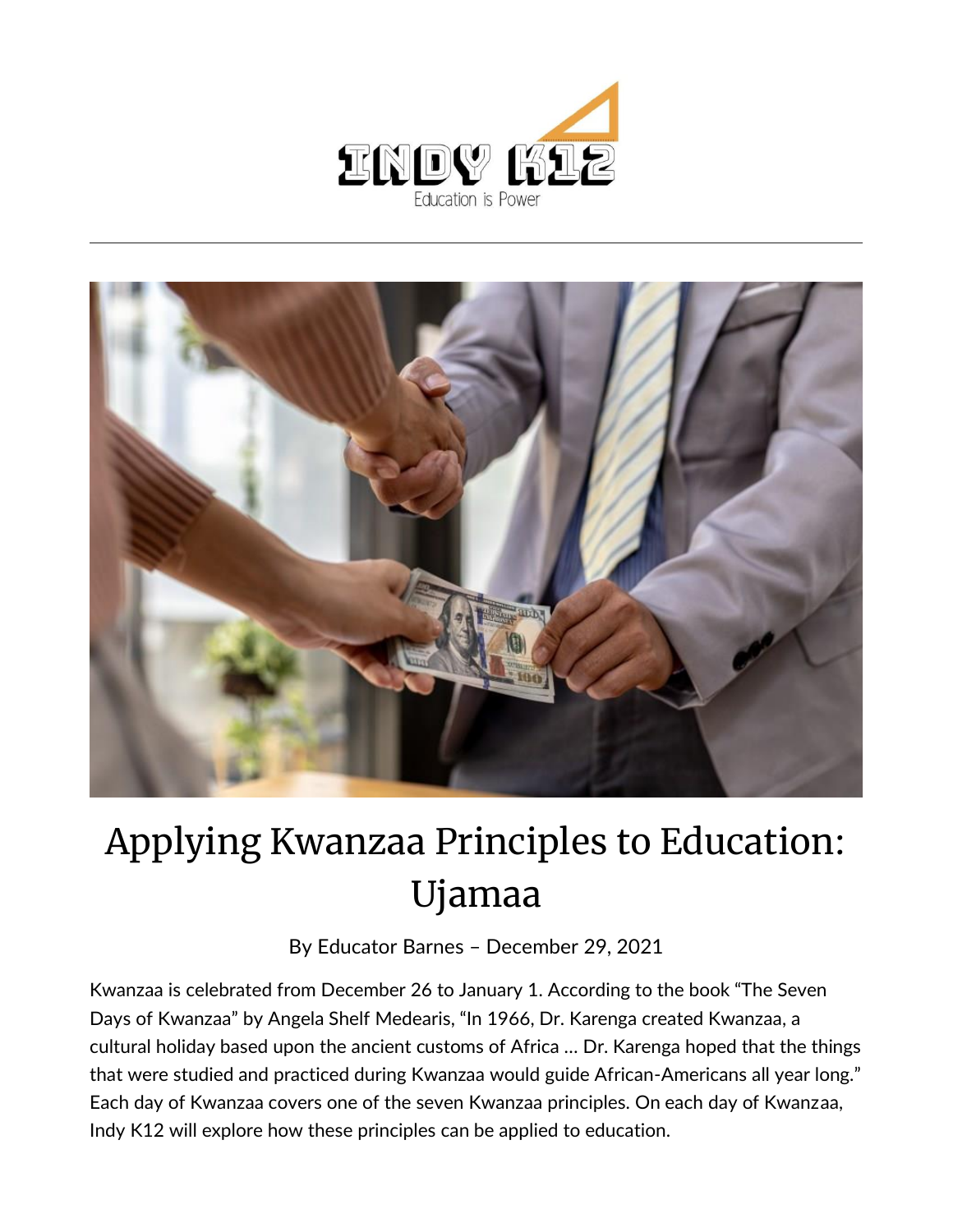# Applying Kwanzaa Principles to Education: Ujamaa

By Educator Barnes – December 29, 2021

Kwanzaa is celebrated from December 26 to January 1. According to the book "The Seven Days of Kwanzaa" by Angela Shelf Medearis, "In 1966, Dr. Karenga created Kwanzaa, a cultural holiday based upon the ancient customs of Africa … Dr. Karenga hoped that the things that were studied and practiced during Kwanzaa would guide African-Americans all year long." Each day of Kwanzaa covers one of the seven Kwanzaa principles. On each day of Kwanzaa, Indy K12 will explore how these principles can be applied to education.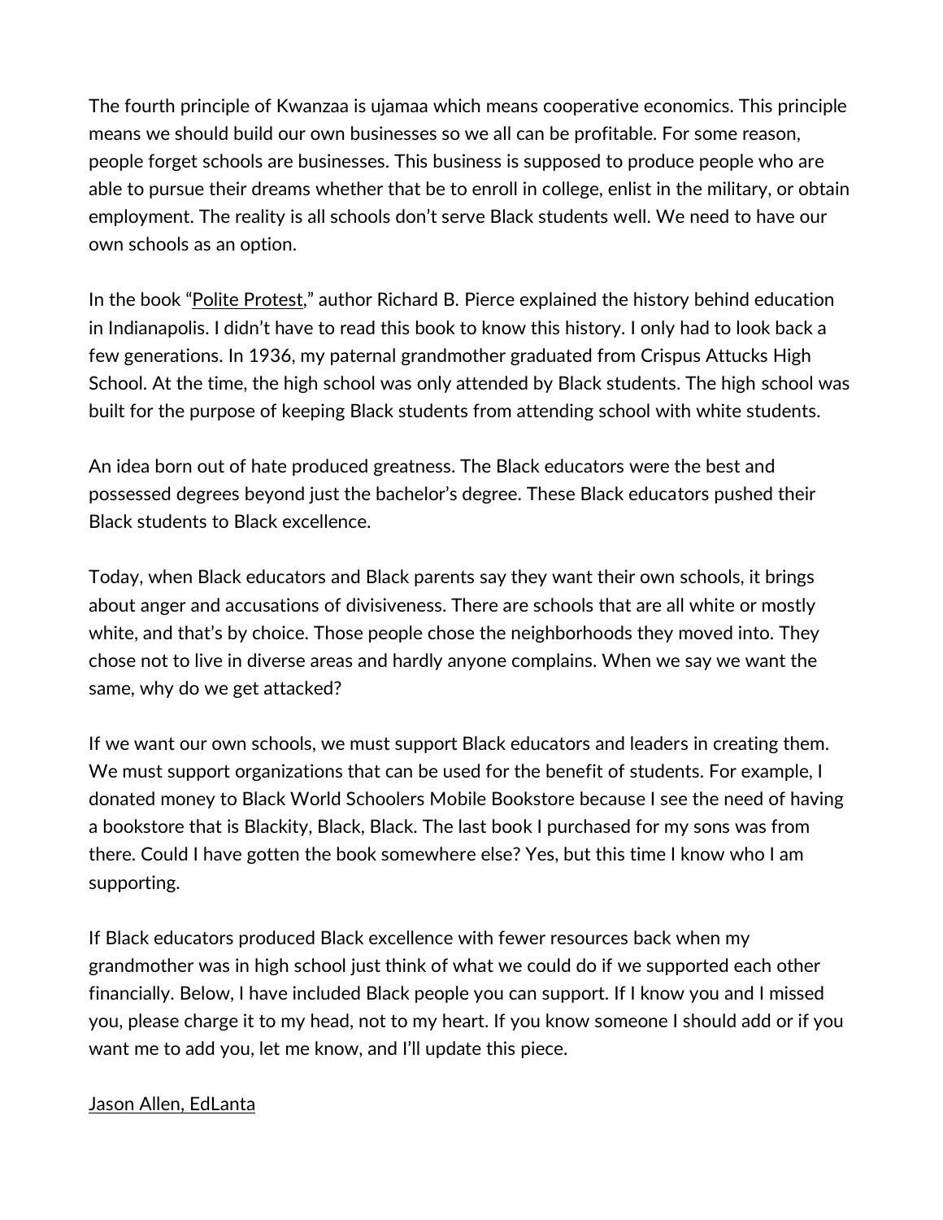The fourth principle of Kwanzaa is ujamaa which means cooperative economics. This principle means we should build our own businesses so we all can be profitable. For some reason, people forget schools are businesses. This business is supposed to produce people who are able to pursue their dreams whether that be to enroll in college, enlist in the military, or obtain employment. The reality is all schools don't serve Black students well. We need to have our own schools as an option.

In the book "Polite Protest," author Richard B. Pierce explained the history behind education in Indianapolis. I didn't have to read this book to know this history. I only had to look back a few generations. In 1936, my paternal grandmother graduated from Crispus Attucks High School. At the time, the high school was only attended by Black students. The high school was built for the purpose of keeping Black students from attending school with white students.

An idea born out of hate produced greatness. The Black educators were the best and possessed degrees beyond just the bachelor's degree. These Black educators pushed their Black students to Black excellence.

Today, when Black educators and Black parents say they want their own schools, it brings about anger and accusations of divisiveness. There are schools that are all white or mostly white, and that's by choice. Those people chose the neighborhoods they moved into. They chose not to live in diverse areas and hardly anyone complains. When we say we want the same, why do we get attacked?

If we want our own schools, we must support Black educators and leaders in creating them. We must support organizations that can be used for the benefit of students. For example, I donated money to Black World Schoolers Mobile Bookstore because I see the need of having a bookstore that is Blackity, Black, Black. The last book I purchased for my sons was from there. Could I have gotten the book somewhere else? Yes, but this time I know who I am supporting.

If Black educators produced Black excellence with fewer resources back when my grandmother was in high school just think of what we could do if we supported each other financially. Below, I have included Black people you can support. If I know you and I missed you, please charge it to my head, not to my heart. If you know someone I should add or if you want me to add you, let me know, and I'll update this piece.

Jason Allen, EdLanta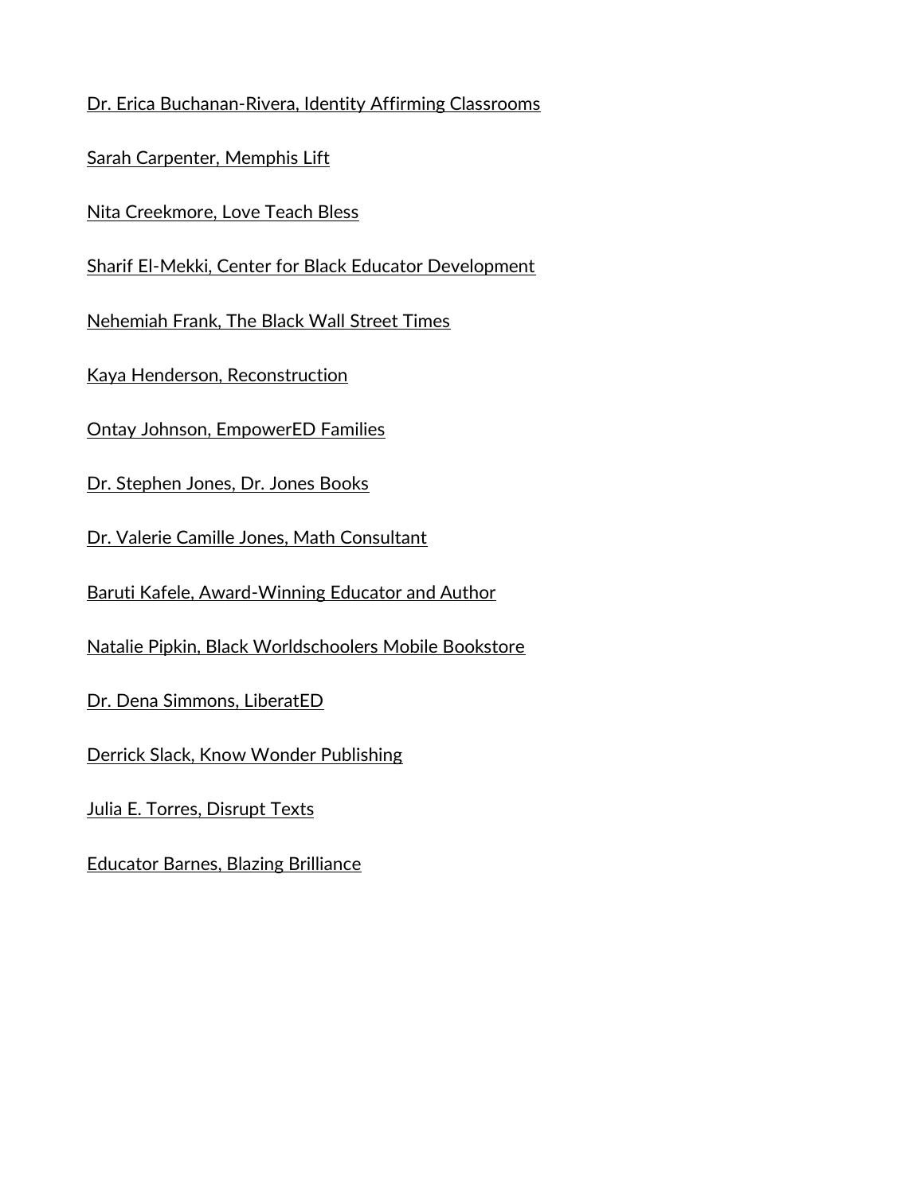Dr. Erica Buchanan-Rivera, Identity Affirming Classrooms

Sarah Carpenter, Memphis Lift

Nita Creekmore, Love Teach Bless

Sharif El-Mekki, Center for Black Educator Development

Nehemiah Frank, The Black Wall Street Times

Kaya Henderson, Reconstruction

Ontay Johnson, EmpowerED Families

Dr. Stephen Jones, Dr. Jones Books

Dr. Valerie Camille Jones, Math Consultant

Baruti Kafele, Award-Winning Educator and Author

Natalie Pipkin, Black Worldschoolers Mobile Bookstore

Dr. Dena Simmons, LiberatED

Derrick Slack, Know Wonder Publishing

Julia E. Torres, Disrupt Texts

Educator Barnes, Blazing Brilliance